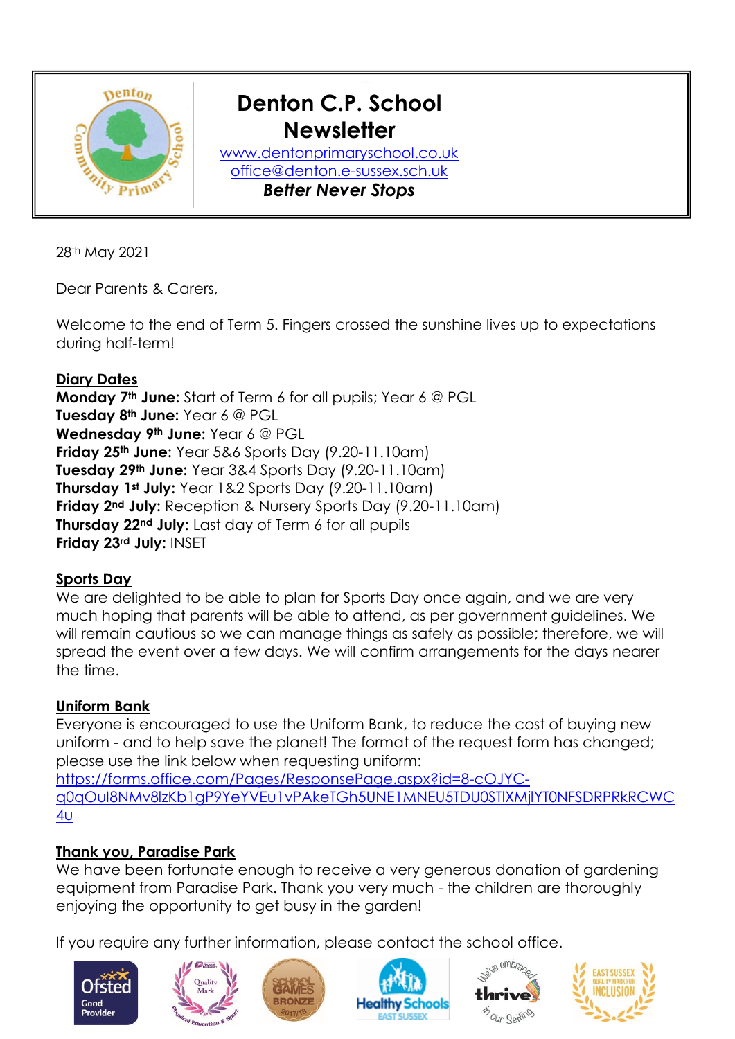# Denton C.P. School Newsletter

www.dentonprimaryschool.co.uk

office@denton.e-sussex.sch.uk

***Better Never Stops***

28th May 2021

Dear Parents & Carers,

Welcome to the end of Term 5. Fingers crossed the sunshine lives up to expectations during half-term!

## Diary Dates

**Monday 7th June:** Start of Term 6 for all pupils; Year 6 @ PGL
**Tuesday 8th June:** Year 6 @ PGL
**Wednesday 9th June:** Year 6 @ PGL
**Friday 25th June:** Year 5&6 Sports Day (9.20-11.10am)
**Tuesday 29th June:** Year 3&4 Sports Day (9.20-11.10am)
**Thursday 1st July:** Year 1&2 Sports Day (9.20-11.10am)
**Friday 2nd July:** Reception & Nursery Sports Day (9.20-11.10am)
**Thursday 22nd July:** Last day of Term 6 for all pupils
**Friday 23rd July:** INSET

## Sports Day

We are delighted to be able to plan for Sports Day once again, and we are very much hoping that parents will be able to attend, as per government guidelines. We will remain cautious so we can manage things as safely as possible; therefore, we will spread the event over a few days. We will confirm arrangements for the days nearer the time.

## Uniform Bank

Everyone is encouraged to use the Uniform Bank, to reduce the cost of buying new uniform - and to help save the planet! The format of the request form has changed; please use the link below when requesting uniform:
https://forms.office.com/Pages/ResponsePage.aspx?id=8-cOJYC-q0qOuI8NMv8lzKb1gP9YeYVEu1vPAkeTGh5UNE1MNEU5TDU0STlXMjlYT0NFSDRPRkRCWC4u

## Thank you, Paradise Park

We have been fortunate enough to receive a very generous donation of gardening equipment from Paradise Park. Thank you very much - the children are thoroughly enjoying the opportunity to get busy in the garden!

If you require any further information, please contact the school office.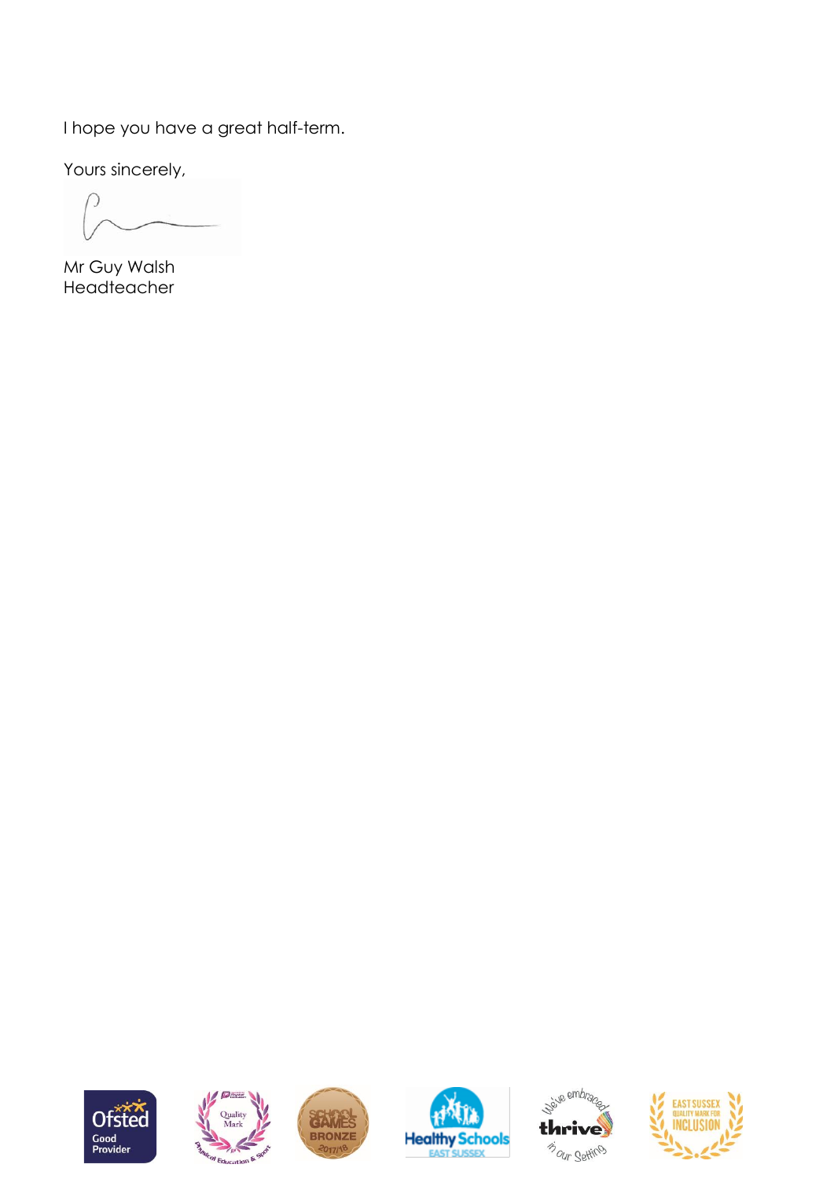I hope you have a great half-term.

Yours sincerely,

Mr Guy Walsh
Headteacher